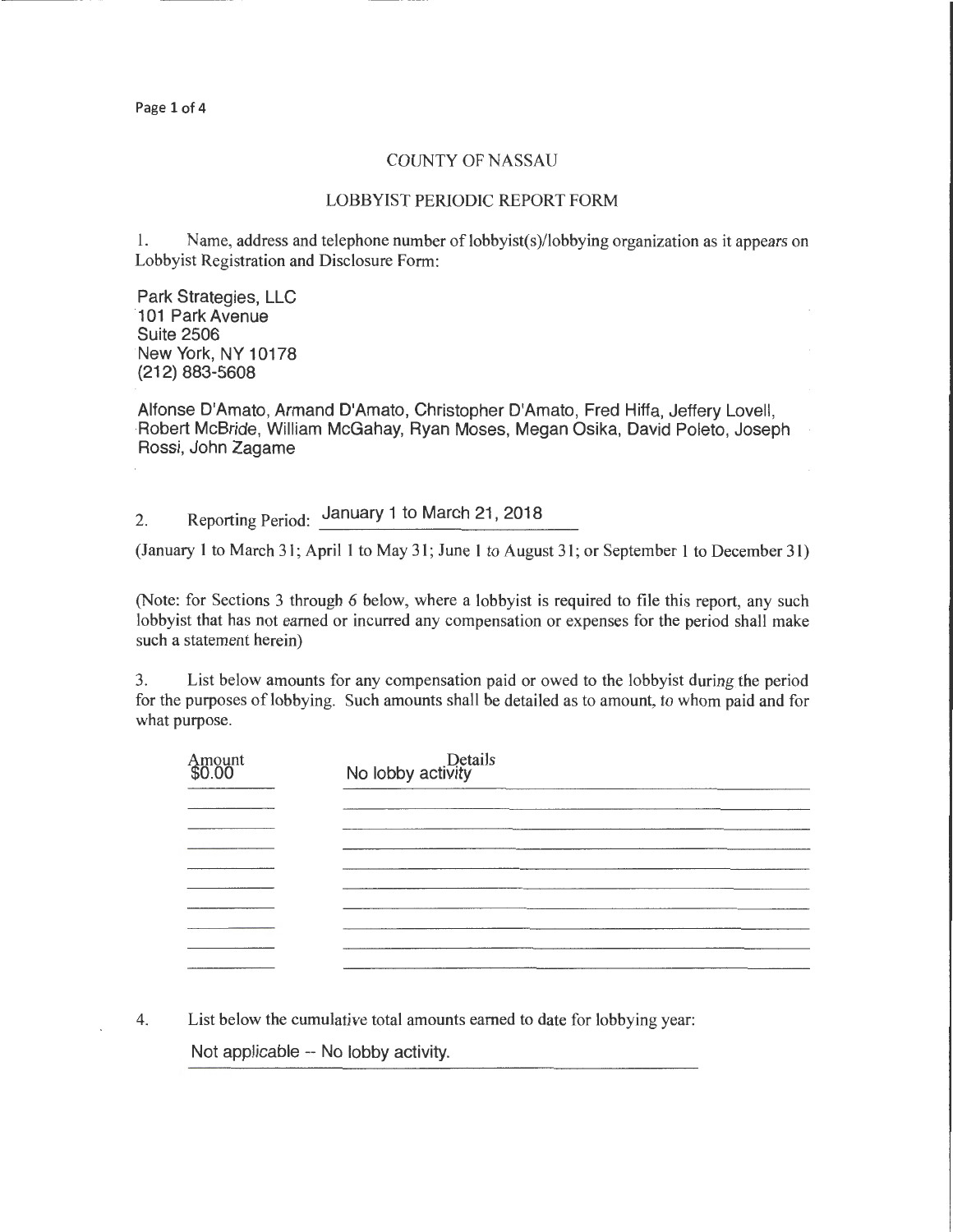# COUNTY OF NASSAU

## LOBBYIST PERIODIC REPORT FORM

1. Name, address and telephone number of lobbyist(s)/lobbying organization as it appears on Lobbyist Registration and Disclosure Form:

Park Strategies, LLC
101 Park Avenue
Suite 2506
New York, NY 10178
(212) 883-5608

Alfonse D'Amato, Armand D'Amato, Christopher D'Amato, Fred Hiffa, Jeffery Lovell, Robert McBride, William McGahay, Ryan Moses, Megan Osika, David Poleto, Joseph Rossi, John Zagame

2. Reporting Period: January 1 to March 21, 2018

(January 1 to March 31; April 1 to May 31; June 1 to August 31; or September 1 to December 31)

(Note: for Sections 3 through 6 below, where a lobbyist is required to file this report, any such lobbyist that has not earned or incurred any compensation or expenses for the period shall make such a statement herein)

3. List below amounts for any compensation paid or owed to the lobbyist during the period for the purposes of lobbying. Such amounts shall be detailed as to amount, to whom paid and for what purpose.

| Amount | Details |
|---|---|
| $0.00 | No lobby activity |

4. List below the cumulative total amounts earned to date for lobbying year:

Not applicable -- No lobby activity.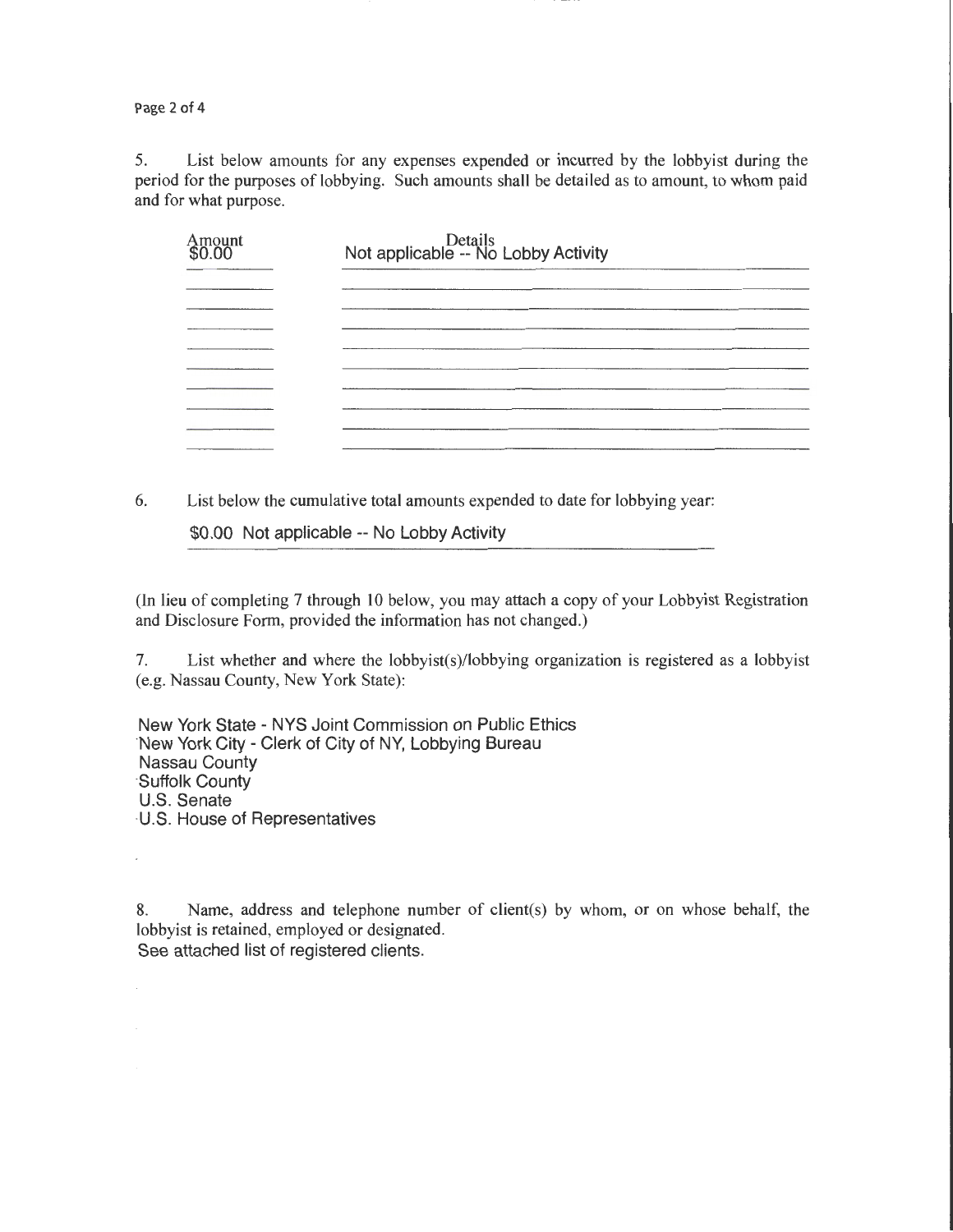5. List below amounts for any expenses expended or incurred by the lobbyist during the period for the purposes of lobbying. Such amounts shall be detailed as to amount, to whom paid and for what purpose.

| Amount | Details |
|---|---|
| $0.00 | Not applicable -- No Lobby Activity |

6. List below the cumulative total amounts expended to date for lobbying year:

$0.00 Not applicable -- No Lobby Activity

(In lieu of completing 7 through 10 below, you may attach a copy of your Lobbyist Registration and Disclosure Form, provided the information has not changed.)

7. List whether and where the lobbyist(s)/lobbying organization is registered as a lobbyist (e.g. Nassau County, New York State):

New York State - NYS Joint Commission on Public Ethics
New York City - Clerk of City of NY, Lobbying Bureau
Nassau County
Suffolk County
U.S. Senate
U.S. House of Representatives

8. Name, address and telephone number of client(s) by whom, or on whose behalf, the lobbyist is retained, employed or designated.
See attached list of registered clients.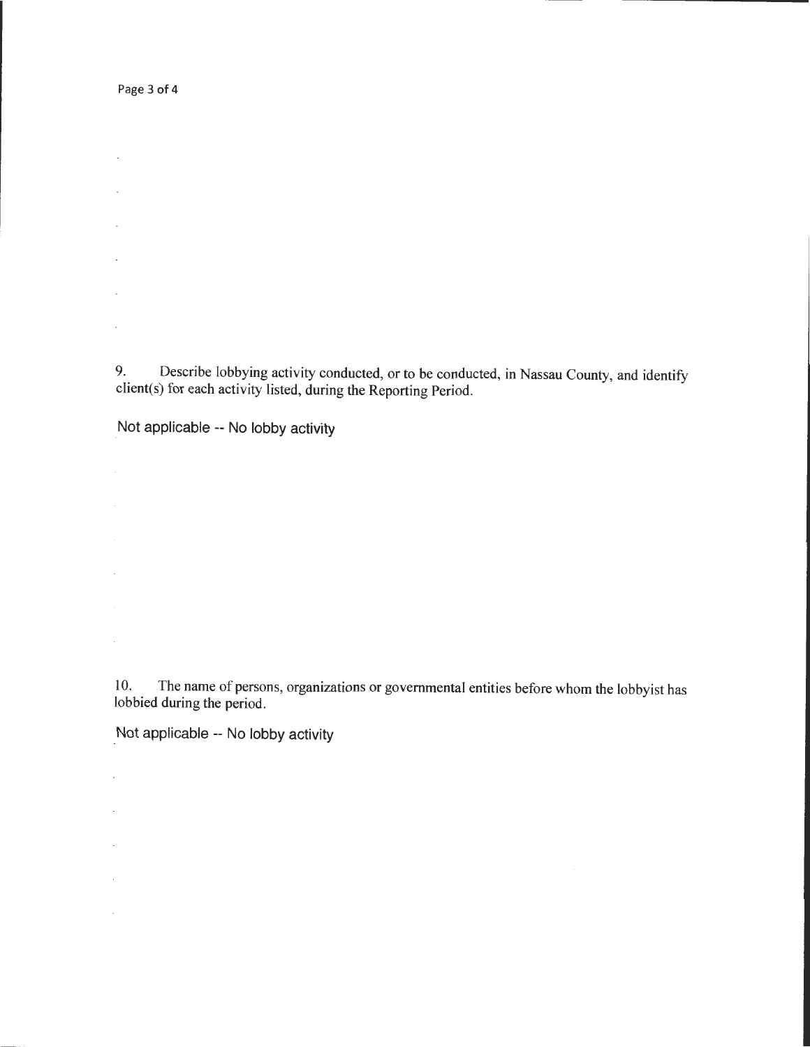9. Describe lobbying activity conducted, or to be conducted, in Nassau County, and identify client(s) for each activity listed, during the Reporting Period.

Not applicable -- No lobby activity

10. The name of persons, organizations or governmental entities before whom the lobbyist has lobbied during the period.

Not applicable -- No lobby activity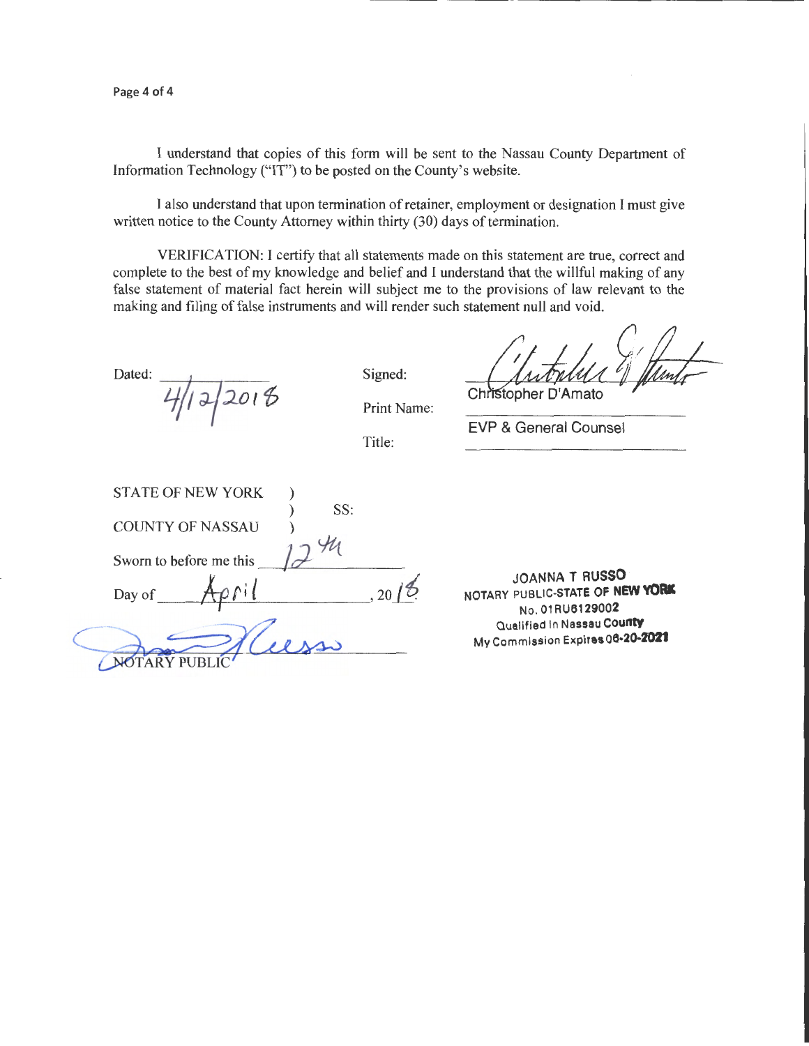I understand that copies of this form will be sent to the Nassau County Department of Information Technology ("IT") to be posted on the County's website.

I also understand that upon termination of retainer, employment or designation I must give written notice to the County Attorney within thirty (30) days of termination.

VERIFICATION: I certify that all statements made on this statement are true, correct and complete to the best of my knowledge and belief and I understand that the willful making of any false statement of material fact herein will subject me to the provisions of law relevant to the making and filing of false instruments and will render such statement null and void.

Dated: 4/12/2018

Signed: Christopher D'Amato

Print Name: EVP & General Counsel

Title:

STATE OF NEW YORK )
) SS:
COUNTY OF NASSAU )

Sworn to before me this 12th

Day of April, 2018

NOTARY PUBLIC

JOANNA T RUSSO
NOTARY PUBLIC-STATE OF NEW YORK
No. 01RU6129002
Qualified In Nassau County
My Commission Expires 06-20-2021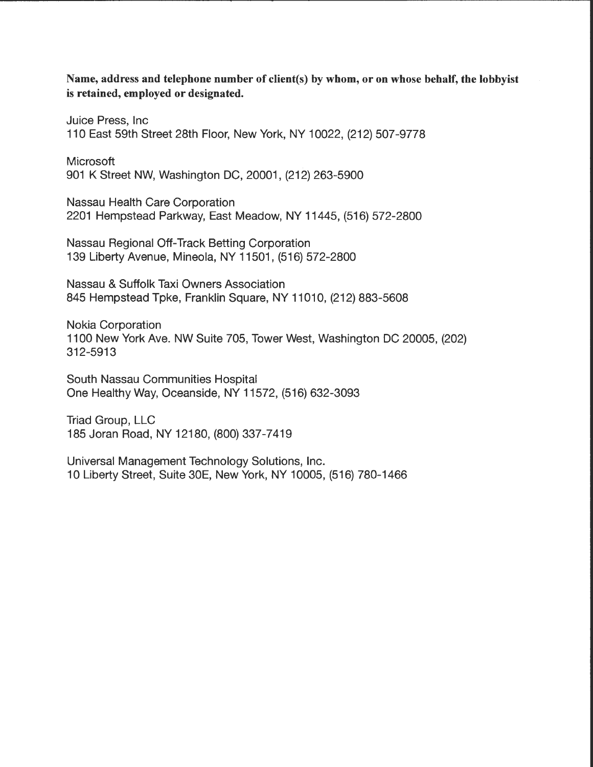**Name, address and telephone number of client(s) by whom, or on whose behalf, the lobbyist is retained, employed or designated.**

Juice Press, Inc
110 East 59th Street 28th Floor, New York, NY 10022, (212) 507-9778

Microsoft
901 K Street NW, Washington DC, 20001, (212) 263-5900

Nassau Health Care Corporation
2201 Hempstead Parkway, East Meadow, NY 11445, (516) 572-2800

Nassau Regional Off-Track Betting Corporation
139 Liberty Avenue, Mineola, NY 11501, (516) 572-2800

Nassau & Suffolk Taxi Owners Association
845 Hempstead Tpke, Franklin Square, NY 11010, (212) 883-5608

Nokia Corporation
1100 New York Ave. NW Suite 705, Tower West, Washington DC 20005, (202) 312-5913

South Nassau Communities Hospital
One Healthy Way, Oceanside, NY 11572, (516) 632-3093

Triad Group, LLC
185 Joran Road, NY 12180, (800) 337-7419

Universal Management Technology Solutions, Inc.
10 Liberty Street, Suite 30E, New York, NY 10005, (516) 780-1466